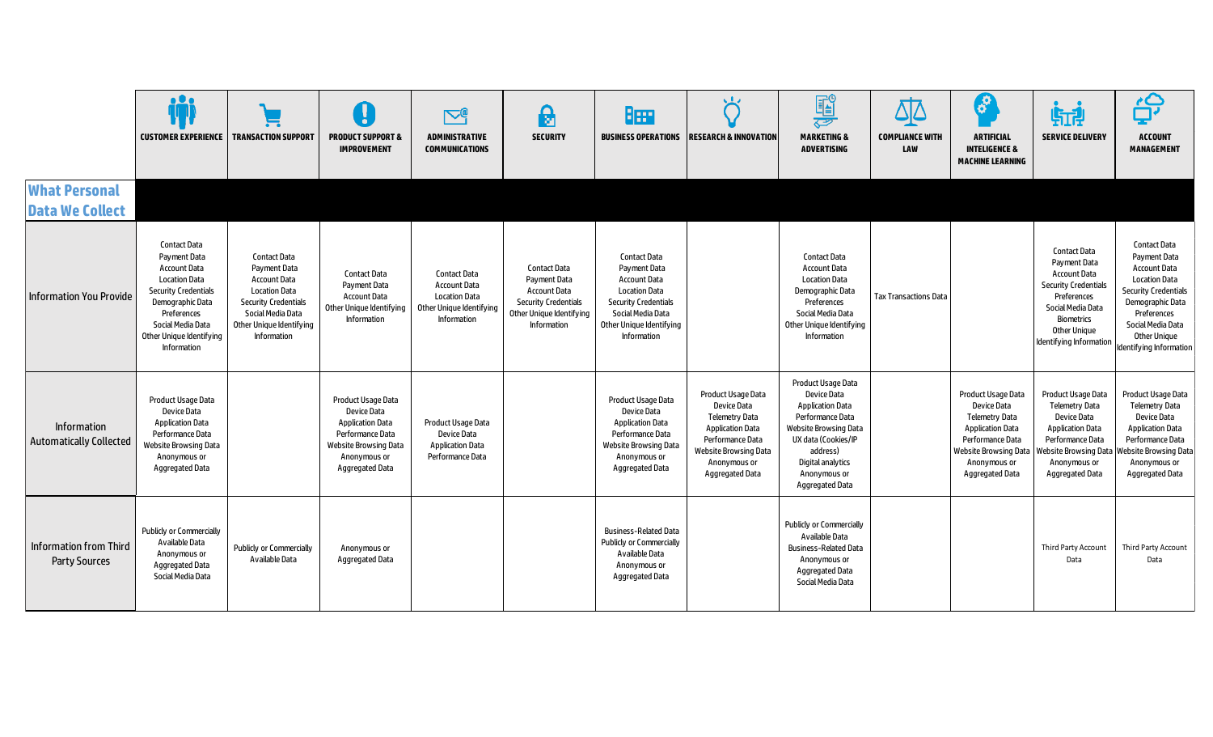| What Personal Data We Collect | CUSTOMER EXPERIENCE | TRANSACTION SUPPORT | PRODUCT SUPPORT & IMPROVEMENT | ADMINISTRATIVE COMMUNICATIONS | SECURITY | BUSINESS OPERATIONS | RESEARCH & INNOVATION | MARKETING & ADVERTISING | COMPLIANCE WITH LAW | ARTIFICIAL INTELIGENCE & MACHINE LEARNING | SERVICE DELIVERY | ACCOUNT MANAGEMENT |
|---|---|---|---|---|---|---|---|---|---|---|---|---|
| Information You Provide | Contact Data<br>Payment Data<br>Account Data<br>Location Data<br>Security Credentials<br>Demographic Data<br>Preferences<br>Social Media Data<br>Other Unique Identifying Information | Contact Data<br>Payment Data<br>Account Data<br>Location Data<br>Security Credentials<br>Social Media Data<br>Other Unique Identifying Information | Contact Data<br>Payment Data<br>Account Data<br>Other Unique Identifying Information | Contact Data<br>Account Data<br>Location Data<br>Other Unique Identifying Information | Contact Data<br>Payment Data<br>Account Data<br>Security Credentials<br>Other Unique Identifying Information | Contact Data<br>Payment Data<br>Account Data<br>Location Data<br>Security Credentials<br>Social Media Data<br>Other Unique Identifying Information | | Contact Data<br>Account Data<br>Location Data<br>Demographic Data<br>Preferences<br>Social Media Data<br>Other Unique Identifying Information | Tax Transactions Data | | Contact Data<br>Payment Data<br>Account Data<br>Security Credentials<br>Preferences<br>Social Media Data<br>Biometrics<br>Other Unique Identifying Information | Contact Data<br>Payment Data<br>Account Data<br>Location Data<br>Security Credentials<br>Demographic Data<br>Preferences<br>Social Media Data<br>Other Unique Identifying Information |
| Information Automatically Collected | Product Usage Data<br>Device Data<br>Application Data<br>Performance Data<br>Website Browsing Data<br>Anonymous or Aggregated Data | | Product Usage Data<br>Device Data<br>Application Data<br>Performance Data<br>Website Browsing Data<br>Anonymous or Aggregated Data | Product Usage Data<br>Device Data<br>Application Data<br>Performance Data | | Product Usage Data<br>Device Data<br>Application Data<br>Performance Data<br>Website Browsing Data<br>Anonymous or Aggregated Data | Product Usage Data<br>Device Data<br>Telemetry Data<br>Application Data<br>Performance Data<br>Website Browsing Data<br>Anonymous or Aggregated Data | Product Usage Data<br>Device Data<br>Application Data<br>Performance Data<br>Website Browsing Data<br>UX data (Cookies/IP address)<br>Digital analytics<br>Anonymous or Aggregated Data | | Product Usage Data<br>Device Data<br>Telemetry Data<br>Application Data<br>Performance Data<br>Website Browsing Data<br>Anonymous or Aggregated Data | Product Usage Data<br>Telemetry Data<br>Device Data<br>Application Data<br>Performance Data<br>Website Browsing Data<br>Anonymous or Aggregated Data | Product Usage Data<br>Telemetry Data<br>Device Data<br>Application Data<br>Performance Data<br>Website Browsing Data<br>Anonymous or Aggregated Data |
| Information from Third Party Sources | Publicly or Commercially Available Data<br>Anonymous or Aggregated Data<br>Social Media Data | Publicly or Commercially Available Data | Anonymous or Aggregated Data | | | Business-Related Data<br>Publicly or Commercially Available Data<br>Anonymous or Aggregated Data | | Publicly or Commercially Available Data<br>Business-Related Data<br>Anonymous or Aggregated Data<br>Social Media Data | | | Third Party Account Data | Third Party Account Data |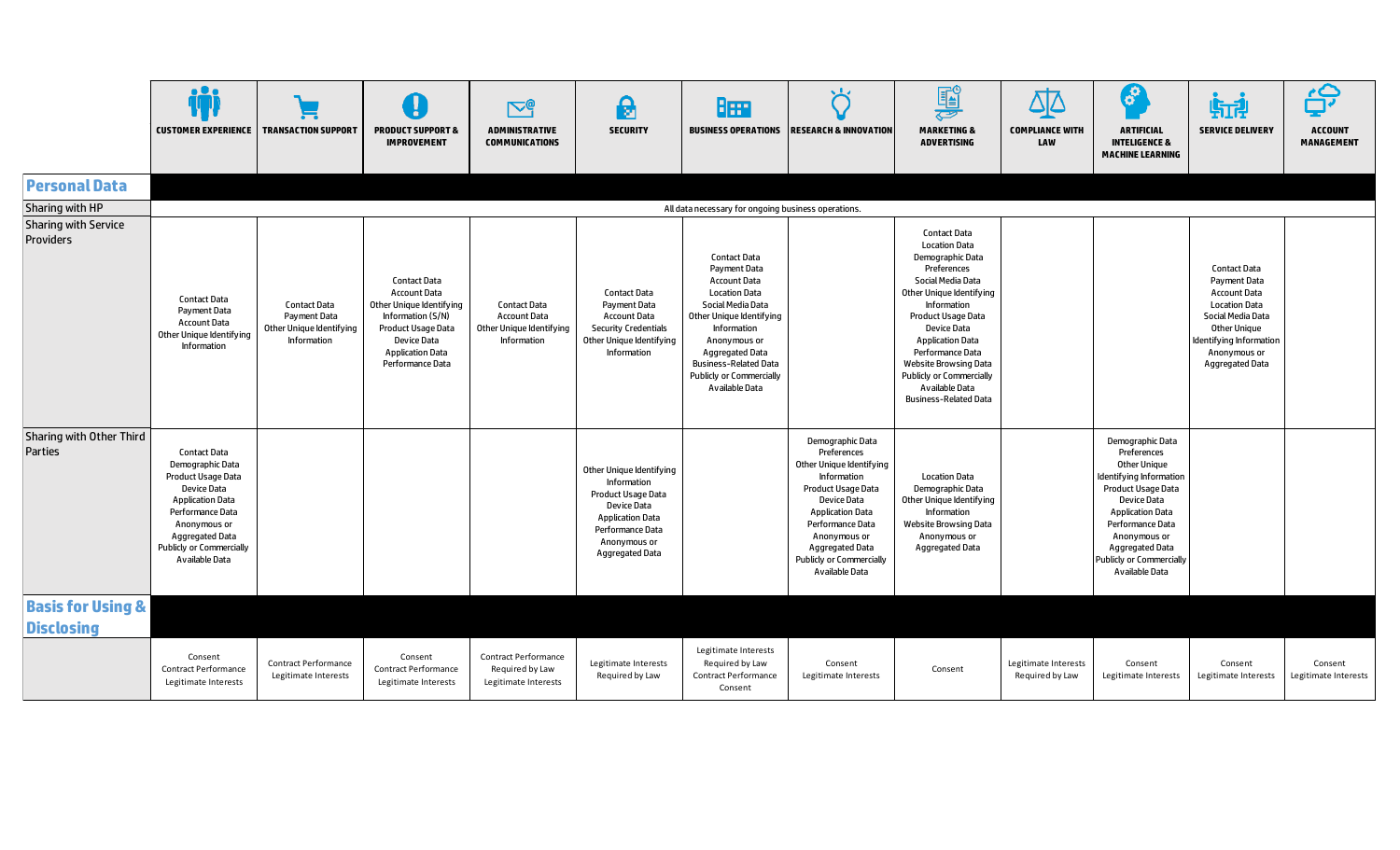| | CUSTOMER EXPERIENCE | TRANSACTION SUPPORT | PRODUCT SUPPORT & IMPROVEMENT | ADMINISTRATIVE COMMUNICATIONS | SECURITY | BUSINESS OPERATIONS | RESEARCH & INNOVATION | MARKETING & ADVERTISING | COMPLIANCE WITH LAW | ARTIFICIAL INTELIGENCE & MACHINE LEARNING | SERVICE DELIVERY | ACCOUNT MANAGEMENT |
|---|---|---|---|---|---|---|---|---|---|---|---|---|
| **Personal Data** | | | | | | | | | | | | |
| Sharing with HP | All data necessary for ongoing business operations. | | | | | | | | | | | |
| Sharing with Service Providers | Contact Data<br>Payment Data<br>Account Data<br>Other Unique Identifying Information | Contact Data<br>Payment Data<br>Other Unique Identifying Information | Contact Data<br>Account Data<br>Other Unique Identifying Information (S/N)<br>Product Usage Data<br>Device Data<br>Application Data<br>Performance Data | Contact Data<br>Account Data<br>Other Unique Identifying Information | Contact Data<br>Payment Data<br>Account Data<br>Security Credentials<br>Other Unique Identifying Information | Contact Data<br>Payment Data<br>Account Data<br>Location Data<br>Social Media Data<br>Other Unique Identifying Information<br>Anonymous or Aggregated Data<br>Business-Related Data<br>Publicly or Commercially Available Data | | Contact Data<br>Location Data<br>Demographic Data<br>Preferences<br>Social Media Data<br>Other Unique Identifying Information<br>Product Usage Data<br>Device Data<br>Application Data<br>Performance Data<br>Website Browsing Data<br>Publicly or Commercially Available Data<br>Business-Related Data | | | Contact Data<br>Payment Data<br>Account Data<br>Location Data<br>Social Media Data<br>Other Unique Identifying Information<br>Anonymous or Aggregated Data | |
| Sharing with Other Third Parties | Contact Data<br>Demographic Data<br>Product Usage Data<br>Device Data<br>Application Data<br>Performance Data<br>Anonymous or Aggregated Data<br>Publicly or Commercially Available Data | | | | Other Unique Identifying Information<br>Product Usage Data<br>Device Data<br>Application Data<br>Performance Data<br>Anonymous or Aggregated Data | | Demographic Data<br>Preferences<br>Other Unique Identifying Information<br>Product Usage Data<br>Device Data<br>Application Data<br>Performance Data<br>Anonymous or Aggregated Data<br>Publicly or Commercially Available Data | Location Data<br>Demographic Data<br>Other Unique Identifying Information<br>Website Browsing Data<br>Anonymous or Aggregated Data | | Demographic Data<br>Preferences<br>Other Unique Identifying Information<br>Product Usage Data<br>Device Data<br>Application Data<br>Performance Data<br>Anonymous or Aggregated Data<br>Publicly or Commercially Available Data | | |
| **Basis for Using & Disclosing** | | | | | | | | | | | | |
| | Consent<br>Contract Performance<br>Legitimate Interests | Contract Performance<br>Legitimate Interests | Consent<br>Contract Performance<br>Legitimate Interests | Contract Performance<br>Required by Law<br>Legitimate Interests | Legitimate Interests<br>Required by Law | Legitimate Interests<br>Required by Law<br>Contract Performance<br>Consent | Consent<br>Legitimate Interests | Consent | Legitimate Interests<br>Required by Law | Consent<br>Legitimate Interests | Consent<br>Legitimate Interests | Consent<br>Legitimate Interests |